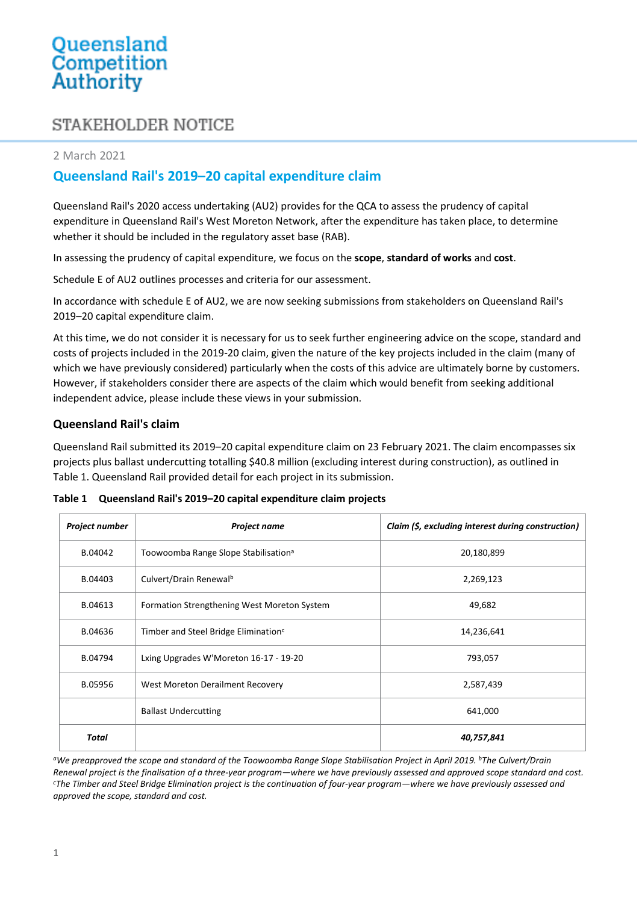# Queensland Competition Authority

## STAKEHOLDER NOTICE

2 March 2021

## Queensland Rail's 2019–20 capital expenditure claim

Queensland Rail's 2020 access undertaking (AU2) provides for the QCA to assess the prudency of capital expenditure in Queensland Rail's West Moreton Network, after the expenditure has taken place, to determine whether it should be included in the regulatory asset base (RAB).

In assessing the prudency of capital expenditure, we focus on the **scope**, **standard of works** and **cost**.

Schedule E of AU2 outlines processes and criteria for our assessment.

In accordance with schedule E of AU2, we are now seeking submissions from stakeholders on Queensland Rail's 2019–20 capital expenditure claim.

At this time, we do not consider it is necessary for us to seek further engineering advice on the scope, standard and costs of projects included in the 2019-20 claim, given the nature of the key projects included in the claim (many of which we have previously considered) particularly when the costs of this advice are ultimately borne by customers. However, if stakeholders consider there are aspects of the claim which would benefit from seeking additional independent advice, please include these views in your submission.

### Queensland Rail's claim

Queensland Rail submitted its 2019–20 capital expenditure claim on 23 February 2021. The claim encompasses six projects plus ballast undercutting totalling $40.8 million (excluding interest during construction), as outlined in Table 1. Queensland Rail provided detail for each project in its submission.

**Table 1 Queensland Rail's 2019–20 capital expenditure claim projects**

| *Project number* | *Project name* | *Claim ($, excluding interest during construction)* |
|---|---|---|
| B.04042 | Toowoomba Range Slope Stabilisation[a] | 20,180,899 |
| B.04403 | Culvert/Drain Renewal[b] | 2,269,123 |
| B.04613 | Formation Strengthening West Moreton System | 49,682 |
| B.04636 | Timber and Steel Bridge Elimination[c] | 14,236,641 |
| B.04794 | Lxing Upgrades W'Moreton 16-17 - 19-20 | 793,057 |
| B.05956 | West Moreton Derailment Recovery | 2,587,439 |
| | Ballast Undercutting | 641,000 |
| ***Total*** | | ***40,757,841*** |

*[a]We preapproved the scope and standard of the Toowoomba Range Slope Stabilisation Project in April 2019. [b]The Culvert/Drain Renewal project is the finalisation of a three-year program—where we have previously assessed and approved scope standard and cost. [c]The Timber and Steel Bridge Elimination project is the continuation of four-year program—where we have previously assessed and approved the scope, standard and cost.*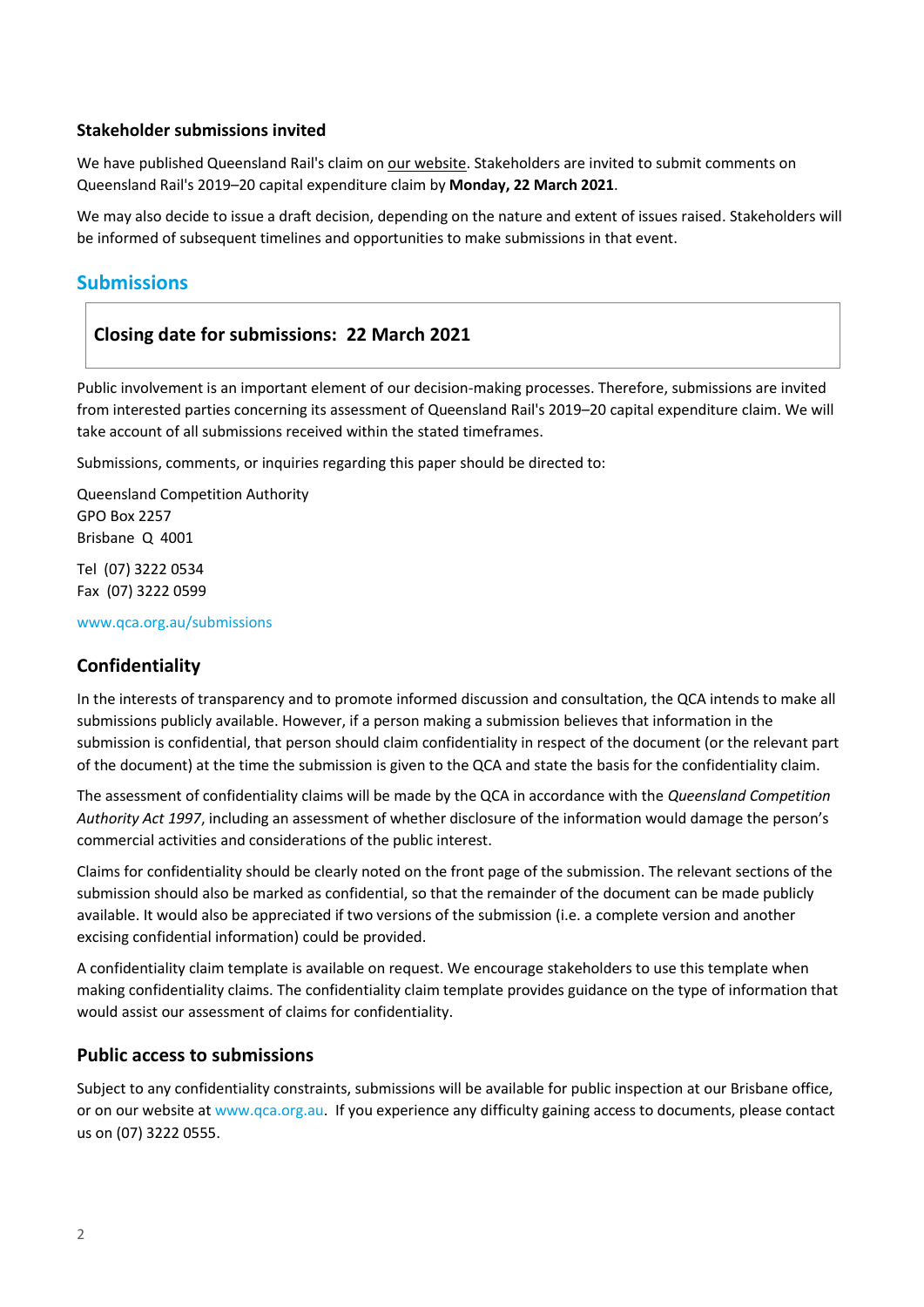### Stakeholder submissions invited

We have published Queensland Rail's claim on our website. Stakeholders are invited to submit comments on Queensland Rail's 2019–20 capital expenditure claim by **Monday, 22 March 2021**.

We may also decide to issue a draft decision, depending on the nature and extent of issues raised. Stakeholders will be informed of subsequent timelines and opportunities to make submissions in that event.

## Submissions

**Closing date for submissions: 22 March 2021**

Public involvement is an important element of our decision-making processes. Therefore, submissions are invited from interested parties concerning its assessment of Queensland Rail's 2019–20 capital expenditure claim. We will take account of all submissions received within the stated timeframes.

Submissions, comments, or inquiries regarding this paper should be directed to:

Queensland Competition Authority
GPO Box 2257
Brisbane Q 4001

Tel (07) 3222 0534
Fax (07) 3222 0599

www.qca.org.au/submissions

### Confidentiality

In the interests of transparency and to promote informed discussion and consultation, the QCA intends to make all submissions publicly available. However, if a person making a submission believes that information in the submission is confidential, that person should claim confidentiality in respect of the document (or the relevant part of the document) at the time the submission is given to the QCA and state the basis for the confidentiality claim.

The assessment of confidentiality claims will be made by the QCA in accordance with the *Queensland Competition Authority Act 1997*, including an assessment of whether disclosure of the information would damage the person's commercial activities and considerations of the public interest.

Claims for confidentiality should be clearly noted on the front page of the submission. The relevant sections of the submission should also be marked as confidential, so that the remainder of the document can be made publicly available. It would also be appreciated if two versions of the submission (i.e. a complete version and another excising confidential information) could be provided.

A confidentiality claim template is available on request. We encourage stakeholders to use this template when making confidentiality claims. The confidentiality claim template provides guidance on the type of information that would assist our assessment of claims for confidentiality.

### Public access to submissions

Subject to any confidentiality constraints, submissions will be available for public inspection at our Brisbane office, or on our website at www.qca.org.au. If you experience any difficulty gaining access to documents, please contact us on (07) 3222 0555.